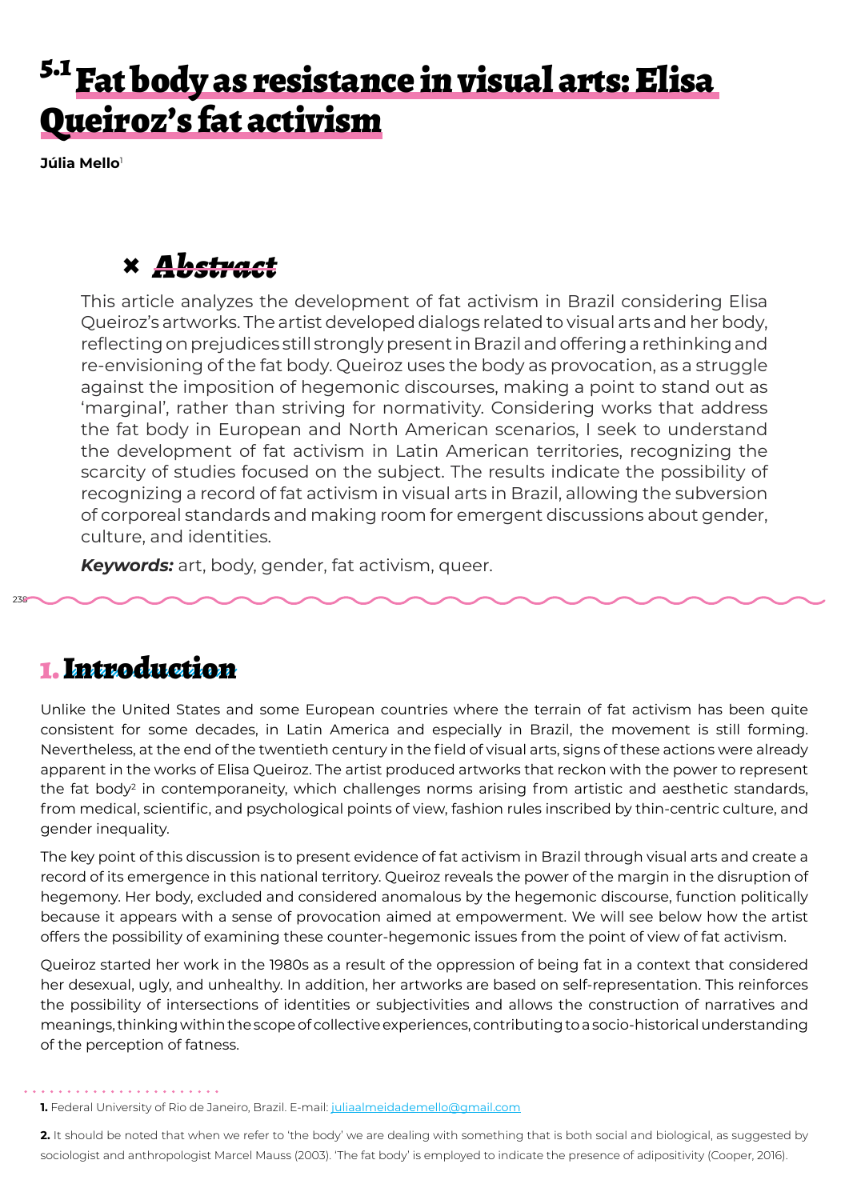# 5.1 Fat body as resistance in visual arts: Elisa Queiroz's fat activism

**Júlia Mello**[1]

## Abstract

This article analyzes the development of fat activism in Brazil considering Elisa Queiroz's artworks. The artist developed dialogs related to visual arts and her body, reflecting on prejudices still strongly present in Brazil and offering a rethinking and re-envisioning of the fat body. Queiroz uses the body as provocation, as a struggle against the imposition of hegemonic discourses, making a point to stand out as 'marginal', rather than striving for normativity. Considering works that address the fat body in European and North American scenarios, I seek to understand the development of fat activism in Latin American territories, recognizing the scarcity of studies focused on the subject. The results indicate the possibility of recognizing a record of fat activism in visual arts in Brazil, allowing the subversion of corporeal standards and making room for emergent discussions about gender, culture, and identities.

***Keywords:*** art, body, gender, fat activism, queer.

## 1. Introduction

Unlike the United States and some European countries where the terrain of fat activism has been quite consistent for some decades, in Latin America and especially in Brazil, the movement is still forming. Nevertheless, at the end of the twentieth century in the field of visual arts, signs of these actions were already apparent in the works of Elisa Queiroz. The artist produced artworks that reckon with the power to represent the fat body[2] in contemporaneity, which challenges norms arising from artistic and aesthetic standards, from medical, scientific, and psychological points of view, fashion rules inscribed by thin-centric culture, and gender inequality.

The key point of this discussion is to present evidence of fat activism in Brazil through visual arts and create a record of its emergence in this national territory. Queiroz reveals the power of the margin in the disruption of hegemony. Her body, excluded and considered anomalous by the hegemonic discourse, function politically because it appears with a sense of provocation aimed at empowerment. We will see below how the artist offers the possibility of examining these counter-hegemonic issues from the point of view of fat activism.

Queiroz started her work in the 1980s as a result of the oppression of being fat in a context that considered her desexual, ugly, and unhealthy. In addition, her artworks are based on self-representation. This reinforces the possibility of intersections of identities or subjectivities and allows the construction of narratives and meanings, thinking within the scope of collective experiences, contributing to a socio-historical understanding of the perception of fatness.

---

**1.** Federal University of Rio de Janeiro, Brazil. E-mail: juliaalmeidademello@gmail.com

**2.** It should be noted that when we refer to 'the body' we are dealing with something that is both social and biological, as suggested by sociologist and anthropologist Marcel Mauss (2003). 'The fat body' is employed to indicate the presence of adipositivity (Cooper, 2016).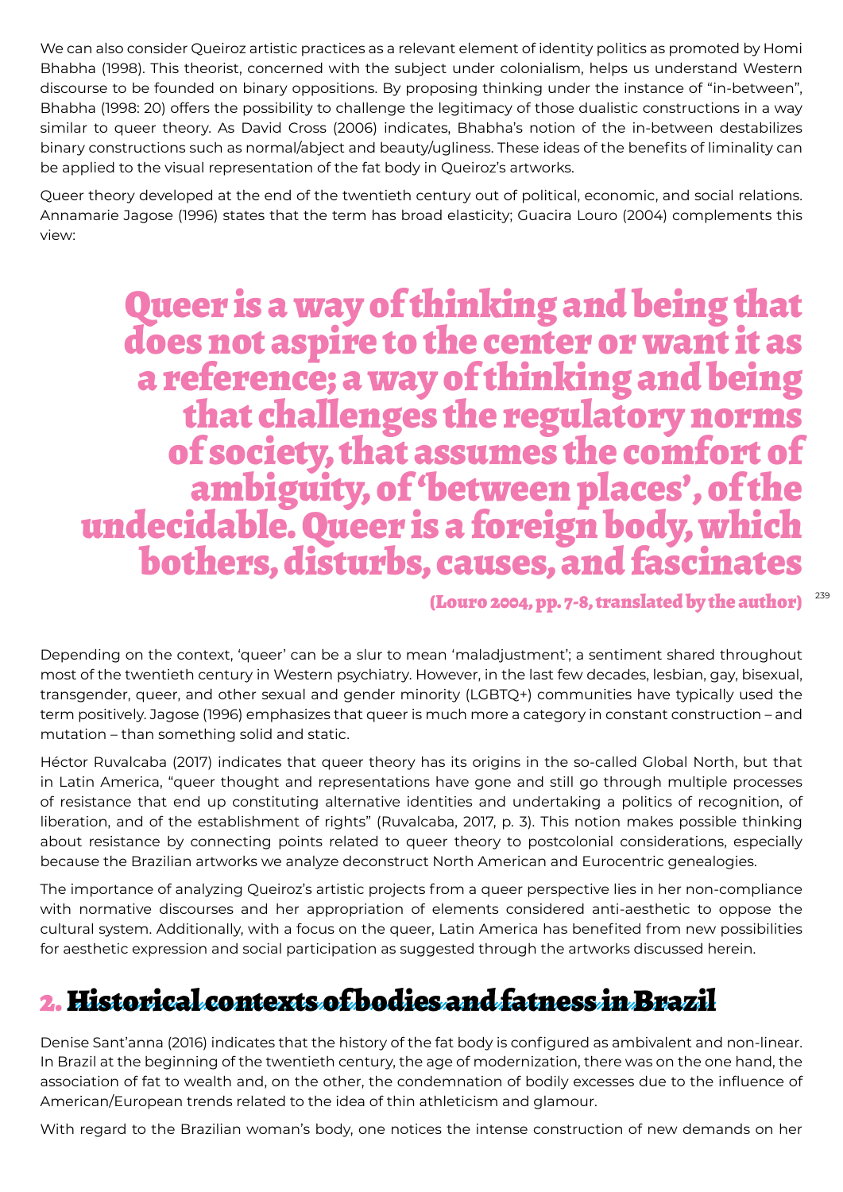We can also consider Queiroz artistic practices as a relevant element of identity politics as promoted by Homi Bhabha (1998). This theorist, concerned with the subject under colonialism, helps us understand Western discourse to be founded on binary oppositions. By proposing thinking under the instance of "in-between", Bhabha (1998: 20) offers the possibility to challenge the legitimacy of those dualistic constructions in a way similar to queer theory. As David Cross (2006) indicates, Bhabha's notion of the in-between destabilizes binary constructions such as normal/abject and beauty/ugliness. These ideas of the benefits of liminality can be applied to the visual representation of the fat body in Queiroz's artworks.

Queer theory developed at the end of the twentieth century out of political, economic, and social relations. Annamarie Jagose (1996) states that the term has broad elasticity; Guacira Louro (2004) complements this view:

> **Queer is a way of thinking and being that does not aspire to the center or want it as a reference; a way of thinking and being that challenges the regulatory norms of society, that assumes the comfort of ambiguity, of 'between places', of the undecidable. Queer is a foreign body, which bothers, disturbs, causes, and fascinates**
>
> **(Louro 2004, pp. 7-8, translated by the author)**

Depending on the context, 'queer' can be a slur to mean 'maladjustment'; a sentiment shared throughout most of the twentieth century in Western psychiatry. However, in the last few decades, lesbian, gay, bisexual, transgender, queer, and other sexual and gender minority (LGBTQ+) communities have typically used the term positively. Jagose (1996) emphasizes that queer is much more a category in constant construction – and mutation – than something solid and static.

Héctor Ruvalcaba (2017) indicates that queer theory has its origins in the so-called Global North, but that in Latin America, "queer thought and representations have gone and still go through multiple processes of resistance that end up constituting alternative identities and undertaking a politics of recognition, of liberation, and of the establishment of rights" (Ruvalcaba, 2017, p. 3). This notion makes possible thinking about resistance by connecting points related to queer theory to postcolonial considerations, especially because the Brazilian artworks we analyze deconstruct North American and Eurocentric genealogies.

The importance of analyzing Queiroz's artistic projects from a queer perspective lies in her non-compliance with normative discourses and her appropriation of elements considered anti-aesthetic to oppose the cultural system. Additionally, with a focus on the queer, Latin America has benefited from new possibilities for aesthetic expression and social participation as suggested through the artworks discussed herein.

## 2. Historical contexts of bodies and fatness in Brazil

Denise Sant'anna (2016) indicates that the history of the fat body is configured as ambivalent and non-linear. In Brazil at the beginning of the twentieth century, the age of modernization, there was on the one hand, the association of fat to wealth and, on the other, the condemnation of bodily excesses due to the influence of American/European trends related to the idea of thin athleticism and glamour.

With regard to the Brazilian woman's body, one notices the intense construction of new demands on her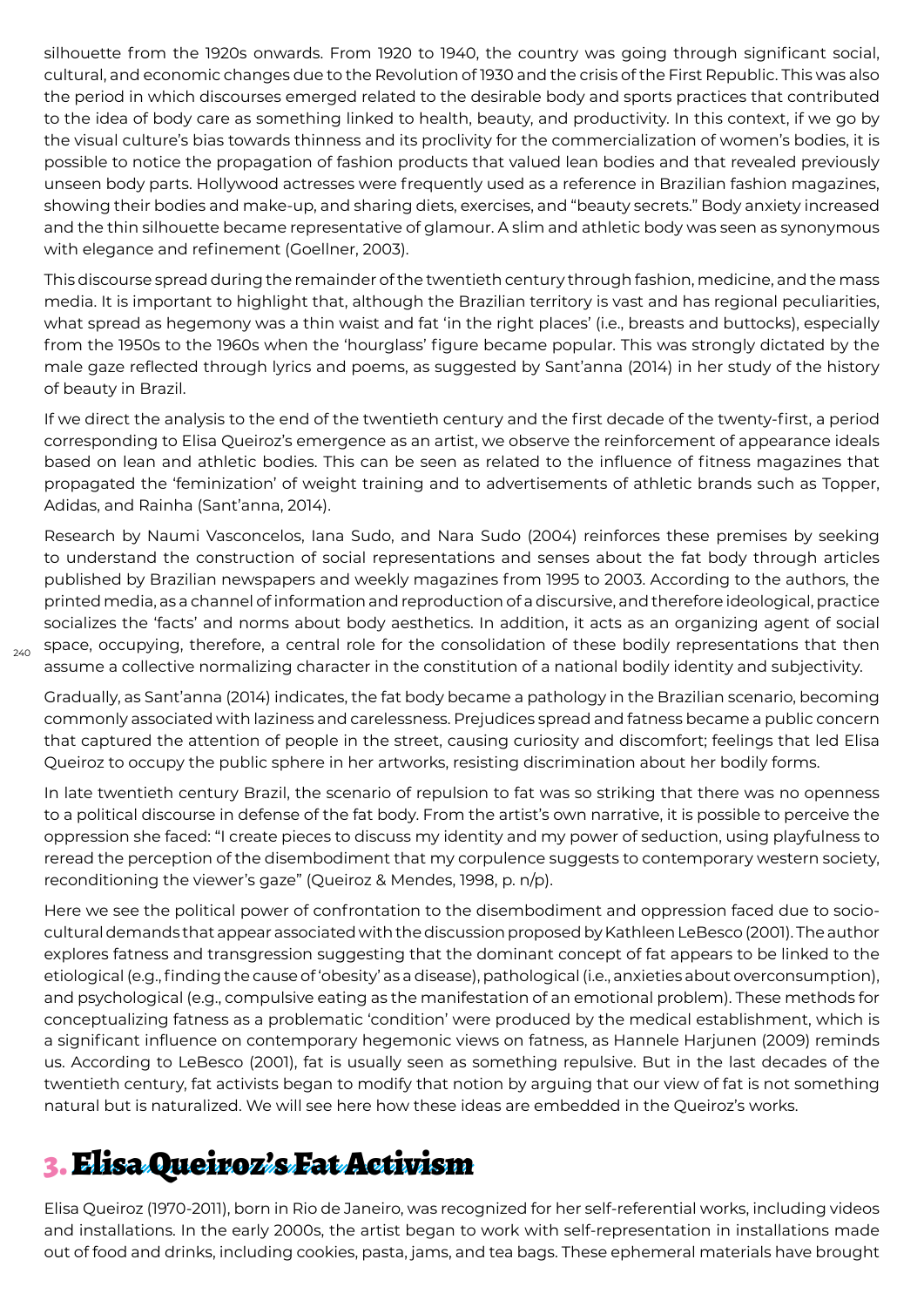silhouette from the 1920s onwards. From 1920 to 1940, the country was going through significant social, cultural, and economic changes due to the Revolution of 1930 and the crisis of the First Republic. This was also the period in which discourses emerged related to the desirable body and sports practices that contributed to the idea of body care as something linked to health, beauty, and productivity. In this context, if we go by the visual culture's bias towards thinness and its proclivity for the commercialization of women's bodies, it is possible to notice the propagation of fashion products that valued lean bodies and that revealed previously unseen body parts. Hollywood actresses were frequently used as a reference in Brazilian fashion magazines, showing their bodies and make-up, and sharing diets, exercises, and "beauty secrets." Body anxiety increased and the thin silhouette became representative of glamour. A slim and athletic body was seen as synonymous with elegance and refinement (Goellner, 2003).

This discourse spread during the remainder of the twentieth century through fashion, medicine, and the mass media. It is important to highlight that, although the Brazilian territory is vast and has regional peculiarities, what spread as hegemony was a thin waist and fat 'in the right places' (i.e., breasts and buttocks), especially from the 1950s to the 1960s when the 'hourglass' figure became popular. This was strongly dictated by the male gaze reflected through lyrics and poems, as suggested by Sant'anna (2014) in her study of the history of beauty in Brazil.

If we direct the analysis to the end of the twentieth century and the first decade of the twenty-first, a period corresponding to Elisa Queiroz's emergence as an artist, we observe the reinforcement of appearance ideals based on lean and athletic bodies. This can be seen as related to the influence of fitness magazines that propagated the 'feminization' of weight training and to advertisements of athletic brands such as Topper, Adidas, and Rainha (Sant'anna, 2014).

Research by Naumi Vasconcelos, Iana Sudo, and Nara Sudo (2004) reinforces these premises by seeking to understand the construction of social representations and senses about the fat body through articles published by Brazilian newspapers and weekly magazines from 1995 to 2003. According to the authors, the printed media, as a channel of information and reproduction of a discursive, and therefore ideological, practice socializes the 'facts' and norms about body aesthetics. In addition, it acts as an organizing agent of social space, occupying, therefore, a central role for the consolidation of these bodily representations that then assume a collective normalizing character in the constitution of a national bodily identity and subjectivity.

Gradually, as Sant'anna (2014) indicates, the fat body became a pathology in the Brazilian scenario, becoming commonly associated with laziness and carelessness. Prejudices spread and fatness became a public concern that captured the attention of people in the street, causing curiosity and discomfort; feelings that led Elisa Queiroz to occupy the public sphere in her artworks, resisting discrimination about her bodily forms.

In late twentieth century Brazil, the scenario of repulsion to fat was so striking that there was no openness to a political discourse in defense of the fat body. From the artist's own narrative, it is possible to perceive the oppression she faced: "I create pieces to discuss my identity and my power of seduction, using playfulness to reread the perception of the disembodiment that my corpulence suggests to contemporary western society, reconditioning the viewer's gaze" (Queiroz & Mendes, 1998, p. n/p).

Here we see the political power of confrontation to the disembodiment and oppression faced due to socio-cultural demands that appear associated with the discussion proposed by Kathleen LeBesco (2001). The author explores fatness and transgression suggesting that the dominant concept of fat appears to be linked to the etiological (e.g., finding the cause of 'obesity' as a disease), pathological (i.e., anxieties about overconsumption), and psychological (e.g., compulsive eating as the manifestation of an emotional problem). These methods for conceptualizing fatness as a problematic 'condition' were produced by the medical establishment, which is a significant influence on contemporary hegemonic views on fatness, as Hannele Harjunen (2009) reminds us. According to LeBesco (2001), fat is usually seen as something repulsive. But in the last decades of the twentieth century, fat activists began to modify that notion by arguing that our view of fat is not something natural but is naturalized. We will see here how these ideas are embedded in the Queiroz's works.

## 3. Elisa Queiroz's Fat Activism

Elisa Queiroz (1970-2011), born in Rio de Janeiro, was recognized for her self-referential works, including videos and installations. In the early 2000s, the artist began to work with self-representation in installations made out of food and drinks, including cookies, pasta, jams, and tea bags. These ephemeral materials have brought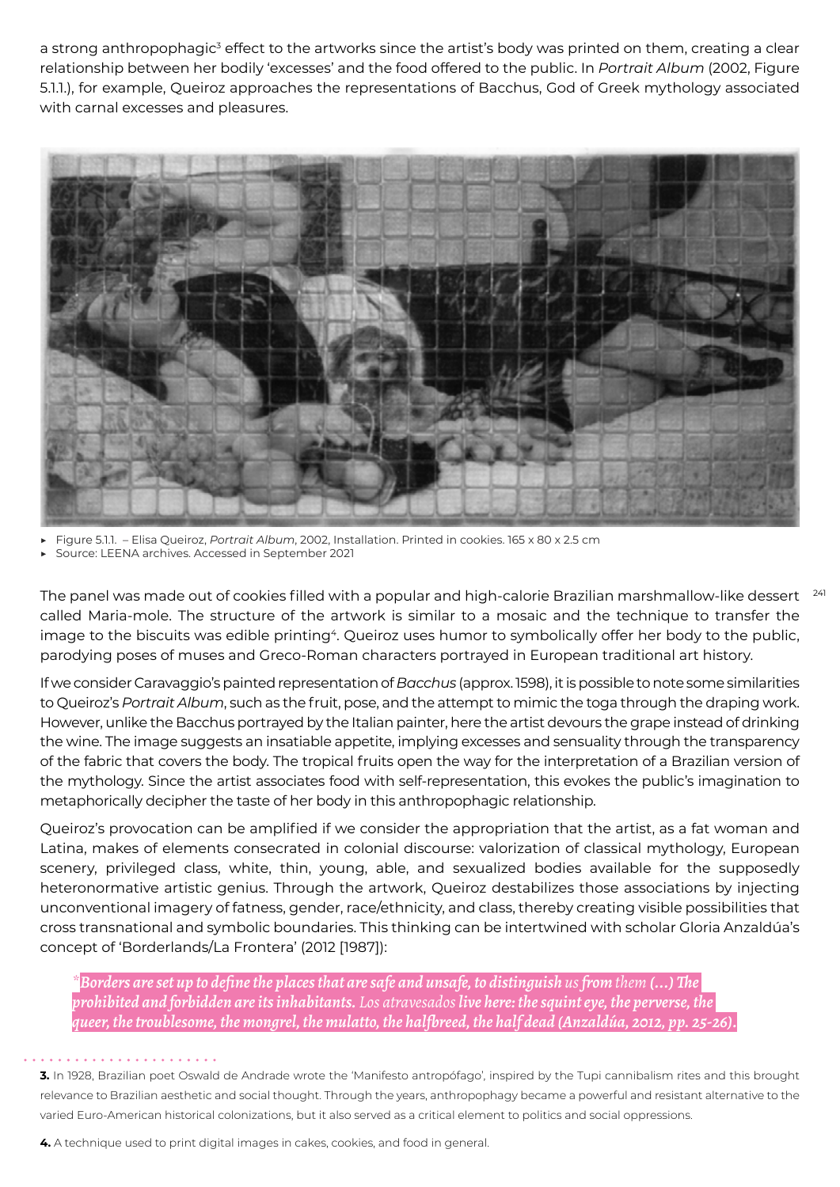a strong anthropophagic[3] effect to the artworks since the artist's body was printed on them, creating a clear relationship between her bodily 'excesses' and the food offered to the public. In *Portrait Album* (2002, Figure 5.1.1.), for example, Queiroz approaches the representations of Bacchus, God of Greek mythology associated with carnal excesses and pleasures.

- Figure 5.1.1. – Elisa Queiroz, *Portrait Album*, 2002, Installation. Printed in cookies. 165 x 80 x 2.5 cm
- Source: LEENA archives. Accessed in September 2021

The panel was made out of cookies filled with a popular and high-calorie Brazilian marshmallow-like dessert called Maria-mole. The structure of the artwork is similar to a mosaic and the technique to transfer the image to the biscuits was edible printing[4]. Queiroz uses humor to symbolically offer her body to the public, parodying poses of muses and Greco-Roman characters portrayed in European traditional art history.

If we consider Caravaggio's painted representation of *Bacchus* (approx. 1598), it is possible to note some similarities to Queiroz's *Portrait Album*, such as the fruit, pose, and the attempt to mimic the toga through the draping work. However, unlike the Bacchus portrayed by the Italian painter, here the artist devours the grape instead of drinking the wine. The image suggests an insatiable appetite, implying excesses and sensuality through the transparency of the fabric that covers the body. The tropical fruits open the way for the interpretation of a Brazilian version of the mythology. Since the artist associates food with self-representation, this evokes the public's imagination to metaphorically decipher the taste of her body in this anthropophagic relationship.

Queiroz's provocation can be amplified if we consider the appropriation that the artist, as a fat woman and Latina, makes of elements consecrated in colonial discourse: valorization of classical mythology, European scenery, privileged class, white, thin, young, able, and sexualized bodies available for the supposedly heteronormative artistic genius. Through the artwork, Queiroz destabilizes those associations by injecting unconventional imagery of fatness, gender, race/ethnicity, and class, thereby creating visible possibilities that cross transnational and symbolic boundaries. This thinking can be intertwined with scholar Gloria Anzaldúa's concept of 'Borderlands/La Frontera' (2012 [1987]):

> **Borders are set up to define the places that are safe and unsafe, to distinguish** *us* **from** *them* **(...) The prohibited and forbidden are its inhabitants.** *Los atravesados* **live here: the squint eye, the perverse, the queer, the troublesome, the mongrel, the mulatto, the halfbreed, the half dead (Anzaldúa, 2012, pp. 25-26).**

**3.** In 1928, Brazilian poet Oswald de Andrade wrote the 'Manifesto antropófago', inspired by the Tupi cannibalism rites and this brought relevance to Brazilian aesthetic and social thought. Through the years, anthropophagy became a powerful and resistant alternative to the varied Euro-American historical colonizations, but it also served as a critical element to politics and social oppressions.

**4.** A technique used to print digital images in cakes, cookies, and food in general.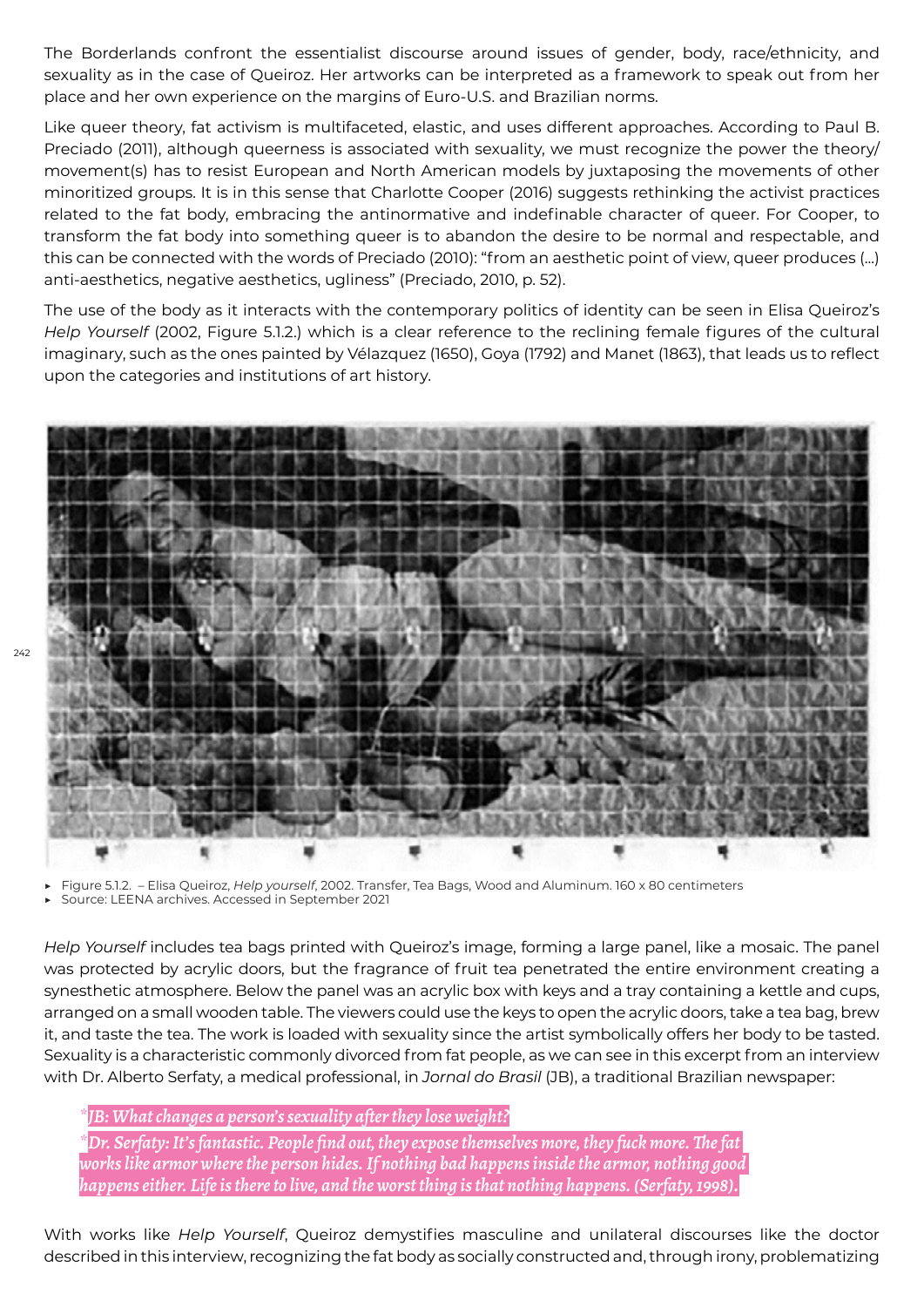The Borderlands confront the essentialist discourse around issues of gender, body, race/ethnicity, and sexuality as in the case of Queiroz. Her artworks can be interpreted as a framework to speak out from her place and her own experience on the margins of Euro-U.S. and Brazilian norms.

Like queer theory, fat activism is multifaceted, elastic, and uses different approaches. According to Paul B. Preciado (2011), although queerness is associated with sexuality, we must recognize the power the theory/movement(s) has to resist European and North American models by juxtaposing the movements of other minoritized groups. It is in this sense that Charlotte Cooper (2016) suggests rethinking the activist practices related to the fat body, embracing the antinormative and indefinable character of queer. For Cooper, to transform the fat body into something queer is to abandon the desire to be normal and respectable, and this can be connected with the words of Preciado (2010): "from an aesthetic point of view, queer produces (...) anti-aesthetics, negative aesthetics, ugliness" (Preciado, 2010, p. 52).

The use of the body as it interacts with the contemporary politics of identity can be seen in Elisa Queiroz's *Help Yourself* (2002, Figure 5.1.2.) which is a clear reference to the reclining female figures of the cultural imaginary, such as the ones painted by Vélazquez (1650), Goya (1792) and Manet (1863), that leads us to reflect upon the categories and institutions of art history.

- Figure 5.1.2. – Elisa Queiroz, *Help yourself*, 2002. Transfer, Tea Bags, Wood and Aluminum. 160 x 80 centimeters
- Source: LEENA archives. Accessed in September 2021

*Help Yourself* includes tea bags printed with Queiroz's image, forming a large panel, like a mosaic. The panel was protected by acrylic doors, but the fragrance of fruit tea penetrated the entire environment creating a synesthetic atmosphere. Below the panel was an acrylic box with keys and a tray containing a kettle and cups, arranged on a small wooden table. The viewers could use the keys to open the acrylic doors, take a tea bag, brew it, and taste the tea. The work is loaded with sexuality since the artist symbolically offers her body to be tasted. Sexuality is a characteristic commonly divorced from fat people, as we can see in this excerpt from an interview with Dr. Alberto Serfaty, a medical professional, in *Jornal do Brasil* (JB), a traditional Brazilian newspaper:

> *JB: What changes a person's sexuality after they lose weight?*
>
> *Dr. Serfaty: It's fantastic. People find out, they expose themselves more, they fuck more. The fat works like armor where the person hides. If nothing bad happens inside the armor, nothing good happens either. Life is there to live, and the worst thing is that nothing happens. (Serfaty, 1998).*

With works like *Help Yourself*, Queiroz demystifies masculine and unilateral discourses like the doctor described in this interview, recognizing the fat body as socially constructed and, through irony, problematizing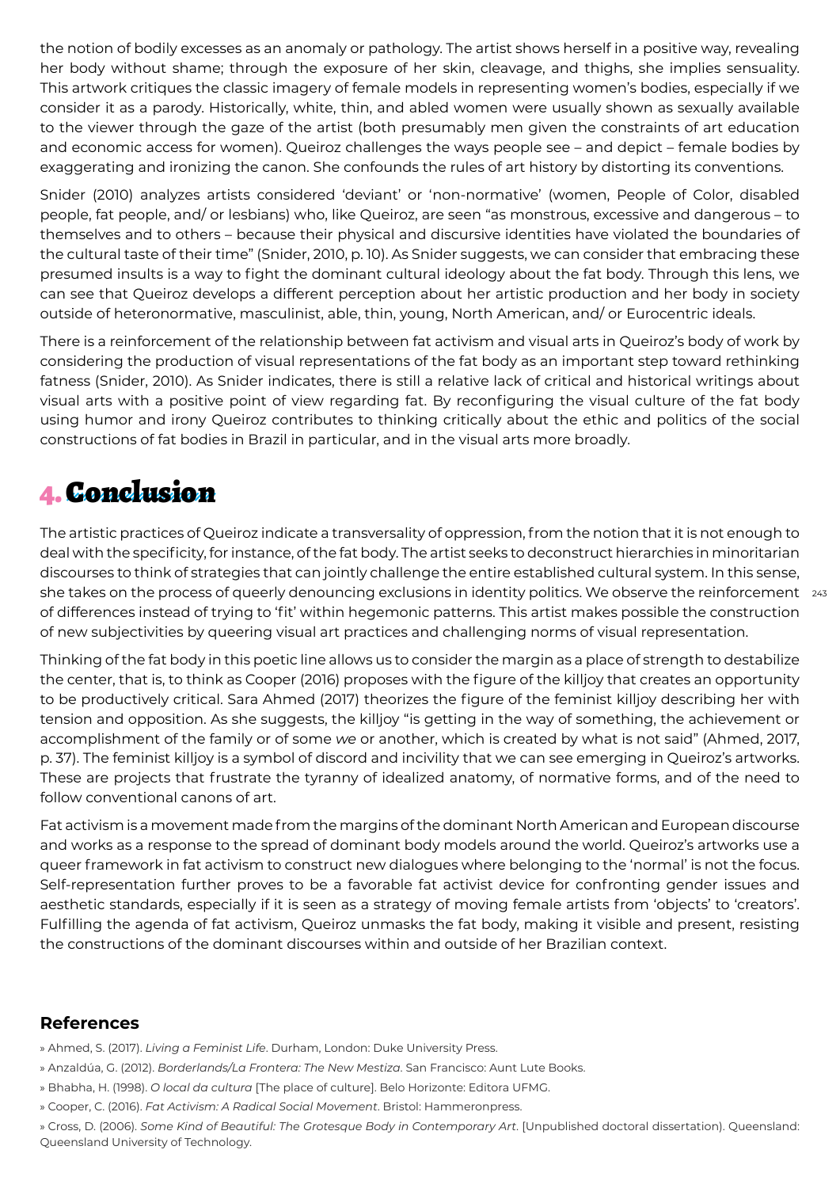the notion of bodily excesses as an anomaly or pathology. The artist shows herself in a positive way, revealing her body without shame; through the exposure of her skin, cleavage, and thighs, she implies sensuality. This artwork critiques the classic imagery of female models in representing women's bodies, especially if we consider it as a parody. Historically, white, thin, and abled women were usually shown as sexually available to the viewer through the gaze of the artist (both presumably men given the constraints of art education and economic access for women). Queiroz challenges the ways people see – and depict – female bodies by exaggerating and ironizing the canon. She confounds the rules of art history by distorting its conventions.

Snider (2010) analyzes artists considered 'deviant' or 'non-normative' (women, People of Color, disabled people, fat people, and/ or lesbians) who, like Queiroz, are seen "as monstrous, excessive and dangerous – to themselves and to others – because their physical and discursive identities have violated the boundaries of the cultural taste of their time" (Snider, 2010, p. 10). As Snider suggests, we can consider that embracing these presumed insults is a way to fight the dominant cultural ideology about the fat body. Through this lens, we can see that Queiroz develops a different perception about her artistic production and her body in society outside of heteronormative, masculinist, able, thin, young, North American, and/ or Eurocentric ideals.

There is a reinforcement of the relationship between fat activism and visual arts in Queiroz's body of work by considering the production of visual representations of the fat body as an important step toward rethinking fatness (Snider, 2010). As Snider indicates, there is still a relative lack of critical and historical writings about visual arts with a positive point of view regarding fat. By reconfiguring the visual culture of the fat body using humor and irony Queiroz contributes to thinking critically about the ethic and politics of the social constructions of fat bodies in Brazil in particular, and in the visual arts more broadly.

## 4. Conclusion

The artistic practices of Queiroz indicate a transversality of oppression, from the notion that it is not enough to deal with the specificity, for instance, of the fat body. The artist seeks to deconstruct hierarchies in minoritarian discourses to think of strategies that can jointly challenge the entire established cultural system. In this sense, she takes on the process of queerly denouncing exclusions in identity politics. We observe the reinforcement of differences instead of trying to 'fit' within hegemonic patterns. This artist makes possible the construction of new subjectivities by queering visual art practices and challenging norms of visual representation.

Thinking of the fat body in this poetic line allows us to consider the margin as a place of strength to destabilize the center, that is, to think as Cooper (2016) proposes with the figure of the killjoy that creates an opportunity to be productively critical. Sara Ahmed (2017) theorizes the figure of the feminist killjoy describing her with tension and opposition. As she suggests, the killjoy "is getting in the way of something, the achievement or accomplishment of the family or of some *we* or another, which is created by what is not said" (Ahmed, 2017, p. 37). The feminist killjoy is a symbol of discord and incivility that we can see emerging in Queiroz's artworks. These are projects that frustrate the tyranny of idealized anatomy, of normative forms, and of the need to follow conventional canons of art.

Fat activism is a movement made from the margins of the dominant North American and European discourse and works as a response to the spread of dominant body models around the world. Queiroz's artworks use a queer framework in fat activism to construct new dialogues where belonging to the 'normal' is not the focus. Self-representation further proves to be a favorable fat activist device for confronting gender issues and aesthetic standards, especially if it is seen as a strategy of moving female artists from 'objects' to 'creators'. Fulfilling the agenda of fat activism, Queiroz unmasks the fat body, making it visible and present, resisting the constructions of the dominant discourses within and outside of her Brazilian context.

### References

» Ahmed, S. (2017). *Living a Feminist Life*. Durham, London: Duke University Press.

» Anzaldúa, G. (2012). *Borderlands/La Frontera: The New Mestiza*. San Francisco: Aunt Lute Books.

» Bhabha, H. (1998). *O local da cultura* [The place of culture]. Belo Horizonte: Editora UFMG.

» Cooper, C. (2016). *Fat Activism: A Radical Social Movement*. Bristol: Hammeronpress.

» Cross, D. (2006). *Some Kind of Beautiful: The Grotesque Body in Contemporary Art*. [Unpublished doctoral dissertation]. Queensland: Queensland University of Technology.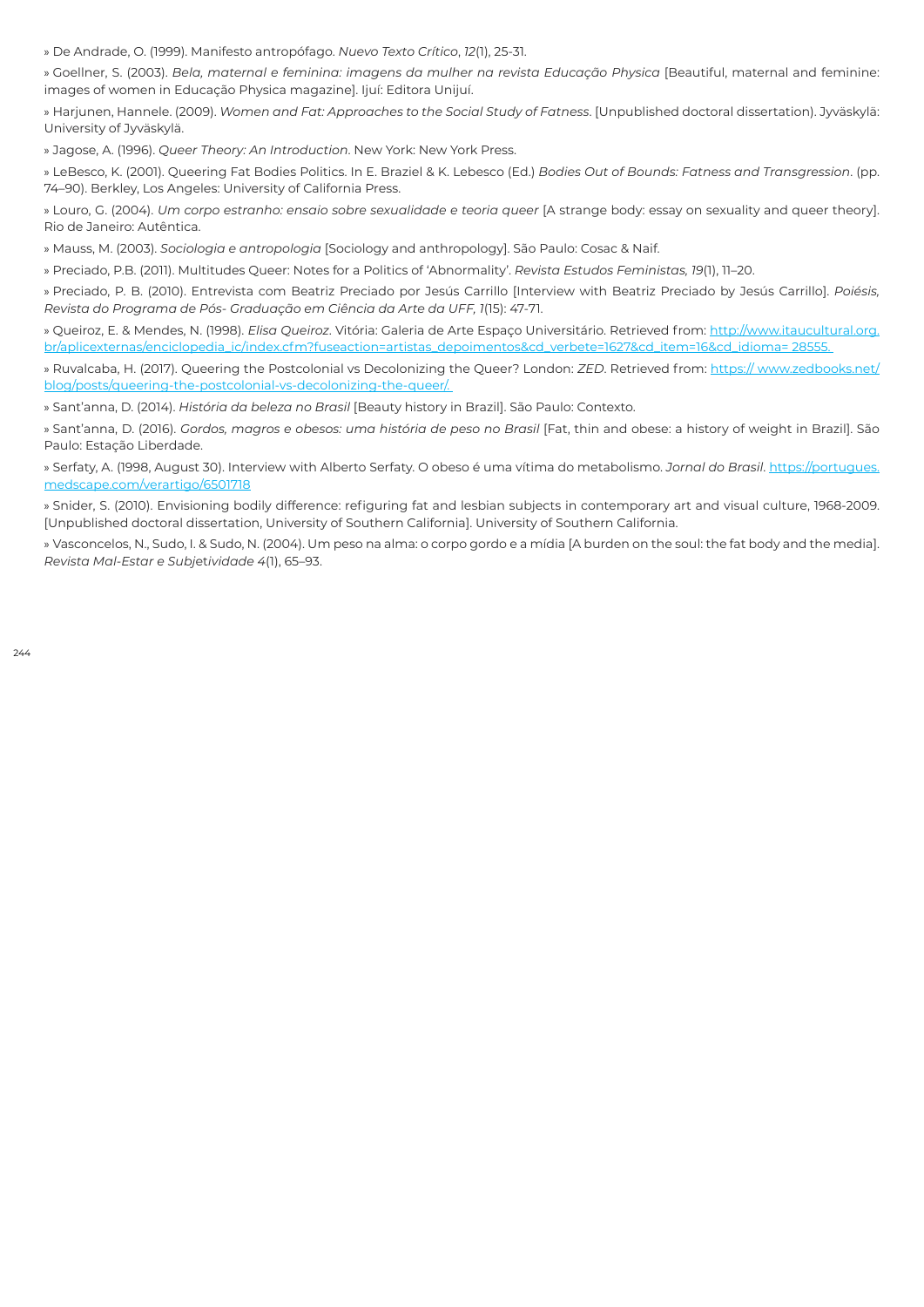» De Andrade, O. (1999). Manifesto antropófago. *Nuevo Texto Crítico*, *12*(1), 25-31.

» Goellner, S. (2003). *Bela, maternal e feminina: imagens da mulher na revista Educação Physica* [Beautiful, maternal and feminine: images of women in Educação Physica magazine]. Ijuí: Editora Unijuí.

» Harjunen, Hannele. (2009). *Women and Fat: Approaches to the Social Study of Fatness*. [Unpublished doctoral dissertation). Jyväskylä: University of Jyväskylä.

» Jagose, A. (1996). *Queer Theory: An Introduction*. New York: New York Press.

» LeBesco, K. (2001). Queering Fat Bodies Politics. In E. Braziel & K. Lebesco (Ed.) *Bodies Out of Bounds: Fatness and Transgression*. (pp. 74–90). Berkley, Los Angeles: University of California Press.

» Louro, G. (2004). *Um corpo estranho: ensaio sobre sexualidade e teoria queer* [A strange body: essay on sexuality and queer theory]. Rio de Janeiro: Autêntica.

» Mauss, M. (2003). *Sociologia e antropologia* [Sociology and anthropology]. São Paulo: Cosac & Naif.

» Preciado, P.B. (2011). Multitudes Queer: Notes for a Politics of 'Abnormality'. *Revista Estudos Feministas, 19*(1), 11–20.

» Preciado, P. B. (2010). Entrevista com Beatriz Preciado por Jesús Carrillo [Interview with Beatriz Preciado by Jesús Carrillo]. *Poiésis, Revista do Programa de Pós- Graduação em Ciência da Arte da UFF, 1*(15): 47-71.

» Queiroz, E. & Mendes, N. (1998). *Elisa Queiroz*. Vitória: Galeria de Arte Espaço Universitário. Retrieved from: http://www.itaucultural.org.br/aplicexternas/enciclopedia_ic/index.cfm?fuseaction=artistas_depoimentos&cd_verbete=1627&cd_item=16&cd_idioma= 28555.

» Ruvalcaba, H. (2017). Queering the Postcolonial vs Decolonizing the Queer? London: *ZED*. Retrieved from: https:// www.zedbooks.net/blog/posts/queering-the-postcolonial-vs-decolonizing-the-queer/.

» Sant'anna, D. (2014). *História da beleza no Brasil* [Beauty history in Brazil]. São Paulo: Contexto.

» Sant'anna, D. (2016). *Gordos, magros e obesos: uma história de peso no Brasil* [Fat, thin and obese: a history of weight in Brazil]. São Paulo: Estação Liberdade.

» Serfaty, A. (1998, August 30). Interview with Alberto Serfaty. O obeso é uma vítima do metabolismo. *Jornal do Brasil*. https://portugues.medscape.com/verartigo/6501718

» Snider, S. (2010). Envisioning bodily difference: refiguring fat and lesbian subjects in contemporary art and visual culture, 1968-2009. [Unpublished doctoral dissertation, University of Southern California]. University of Southern California.

» Vasconcelos, N., Sudo, I. & Sudo, N. (2004). Um peso na alma: o corpo gordo e a mídia [A burden on the soul: the fat body and the media]. *Revista Mal-Estar e Subjetividade 4*(1), 65–93.